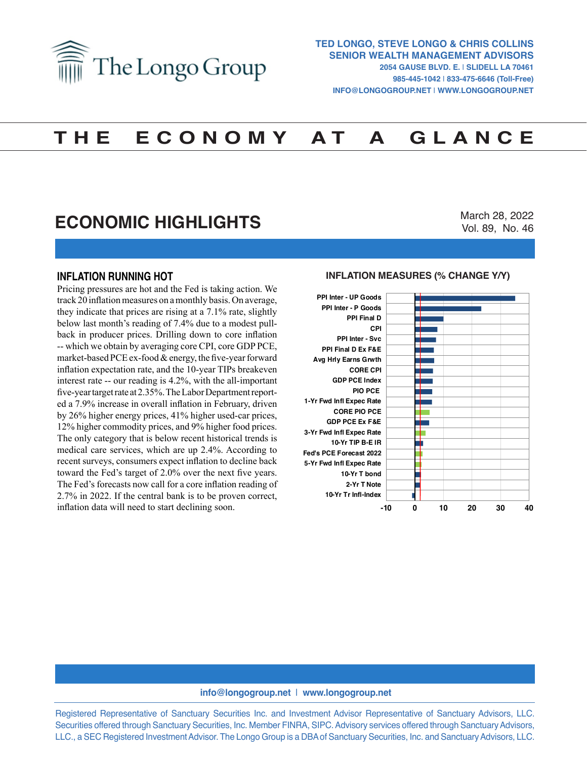# The Longo Group

**TED LONGO, STEVE LONGO & CHRIS COLLINS**
**SENIOR WEALTH MANAGEMENT ADVISORS**
2054 GAUSE BLVD. E. | SLIDELL LA 70461
985-445-1042 | 833-475-6646 (Toll-Free)
INFO@LONGOGROUP.NET | WWW.LONGOGROUP.NET

# THE ECONOMY AT A GLANCE

## ECONOMIC HIGHLIGHTS

March 28, 2022
Vol. 89, No. 46

### INFLATION RUNNING HOT

Pricing pressures are hot and the Fed is taking action. We track 20 inflation measures on a monthly basis. On average, they indicate that prices are rising at a 7.1% rate, slightly below last month's reading of 7.4% due to a modest pull-back in producer prices. Drilling down to core inflation -- which we obtain by averaging core CPI, core GDP PCE, market-based PCE ex-food & energy, the five-year forward inflation expectation rate, and the 10-year TIPs breakeven interest rate -- our reading is 4.2%, with the all-important five-year target rate at 2.35%. The Labor Department reported a 7.9% increase in overall inflation in February, driven by 26% higher energy prices, 41% higher used-car prices, 12% higher commodity prices, and 9% higher food prices. The only category that is below recent historical trends is medical care services, which are up 2.4%. According to recent surveys, consumers expect inflation to decline back toward the Fed's target of 2.0% over the next five years. The Fed's forecasts now call for a core inflation reading of 2.7% in 2022. If the central bank is to be proven correct, inflation data will need to start declining soon.

**INFLATION MEASURES (% CHANGE Y/Y)**

Chart categories: PPI Inter - UP Goods; PPI Inter - P Goods; PPI Final D; CPI; PPI Inter - Svc; PPI Final D Ex F&E; Avg Hrly Earns Grwth; CORE CPI; GDP PCE Index; PIO PCE; 1-Yr Fwd Infl Expec Rate; CORE PIO PCE; GDP PCE Ex F&E; 3-Yr Fwd Infl Expec Rate; 10-Yr TIP B-E IR; Fed's PCE Forecast 2022; 5-Yr Fwd Infl Expec Rate; 10-Yr T bond; 2-Yr T Note; 10-Yr Tr Infl-Index

Axis: -10, 0, 10, 20, 30, 40

info@longogroup.net | www.longogroup.net

Registered Representative of Sanctuary Securities Inc. and Investment Advisor Representative of Sanctuary Advisors, LLC. Securities offered through Sanctuary Securities, Inc. Member FINRA, SIPC. Advisory services offered through Sanctuary Advisors, LLC., a SEC Registered Investment Advisor. The Longo Group is a DBA of Sanctuary Securities, Inc. and Sanctuary Advisors, LLC.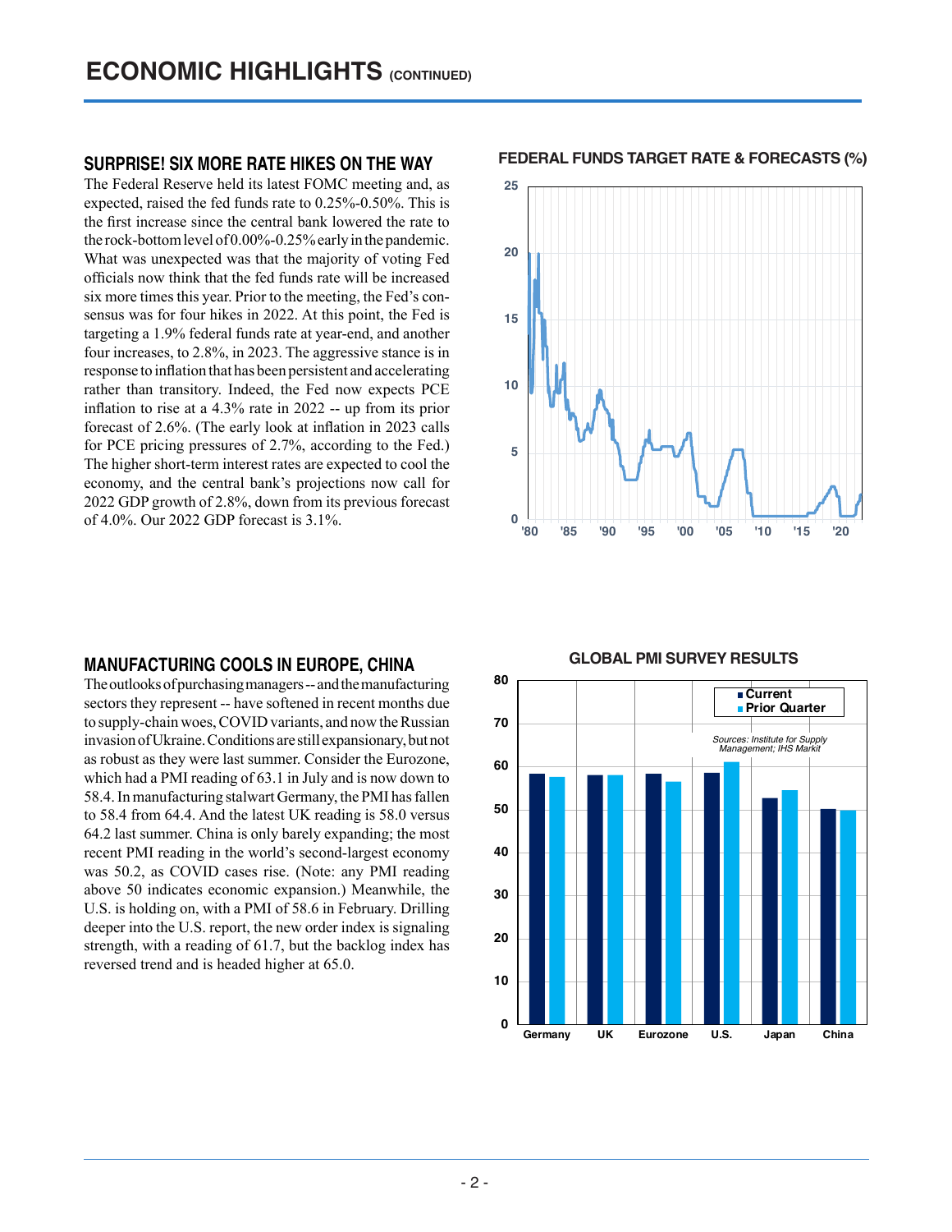# ECONOMIC HIGHLIGHTS (CONTINUED)

## SURPRISE! SIX MORE RATE HIKES ON THE WAY

The Federal Reserve held its latest FOMC meeting and, as expected, raised the fed funds rate to 0.25%-0.50%. This is the first increase since the central bank lowered the rate to the rock-bottom level of 0.00%-0.25% early in the pandemic. What was unexpected was that the majority of voting Fed officials now think that the fed funds rate will be increased six more times this year. Prior to the meeting, the Fed's consensus was for four hikes in 2022. At this point, the Fed is targeting a 1.9% federal funds rate at year-end, and another four increases, to 2.8%, in 2023. The aggressive stance is in response to inflation that has been persistent and accelerating rather than transitory. Indeed, the Fed now expects PCE inflation to rise at a 4.3% rate in 2022 -- up from its prior forecast of 2.6%. (The early look at inflation in 2023 calls for PCE pricing pressures of 2.7%, according to the Fed.) The higher short-term interest rates are expected to cool the economy, and the central bank's projections now call for 2022 GDP growth of 2.8%, down from its previous forecast of 4.0%. Our 2022 GDP forecast is 3.1%.

**FEDERAL FUNDS TARGET RATE & FORECASTS (%)**

## MANUFACTURING COOLS IN EUROPE, CHINA

The outlooks of purchasing managers -- and the manufacturing sectors they represent -- have softened in recent months due to supply-chain woes, COVID variants, and now the Russian invasion of Ukraine. Conditions are still expansionary, but not as robust as they were last summer. Consider the Eurozone, which had a PMI reading of 63.1 in July and is now down to 58.4. In manufacturing stalwart Germany, the PMI has fallen to 58.4 from 64.4. And the latest UK reading is 58.0 versus 64.2 last summer. China is only barely expanding; the most recent PMI reading in the world's second-largest economy was 50.2, as COVID cases rise. (Note: any PMI reading above 50 indicates economic expansion.) Meanwhile, the U.S. is holding on, with a PMI of 58.6 in February. Drilling deeper into the U.S. report, the new order index is signaling strength, with a reading of 61.7, but the backlog index has reversed trend and is headed higher at 65.0.

**GLOBAL PMI SURVEY RESULTS**

*Sources: Institute for Supply Management; IHS Markit*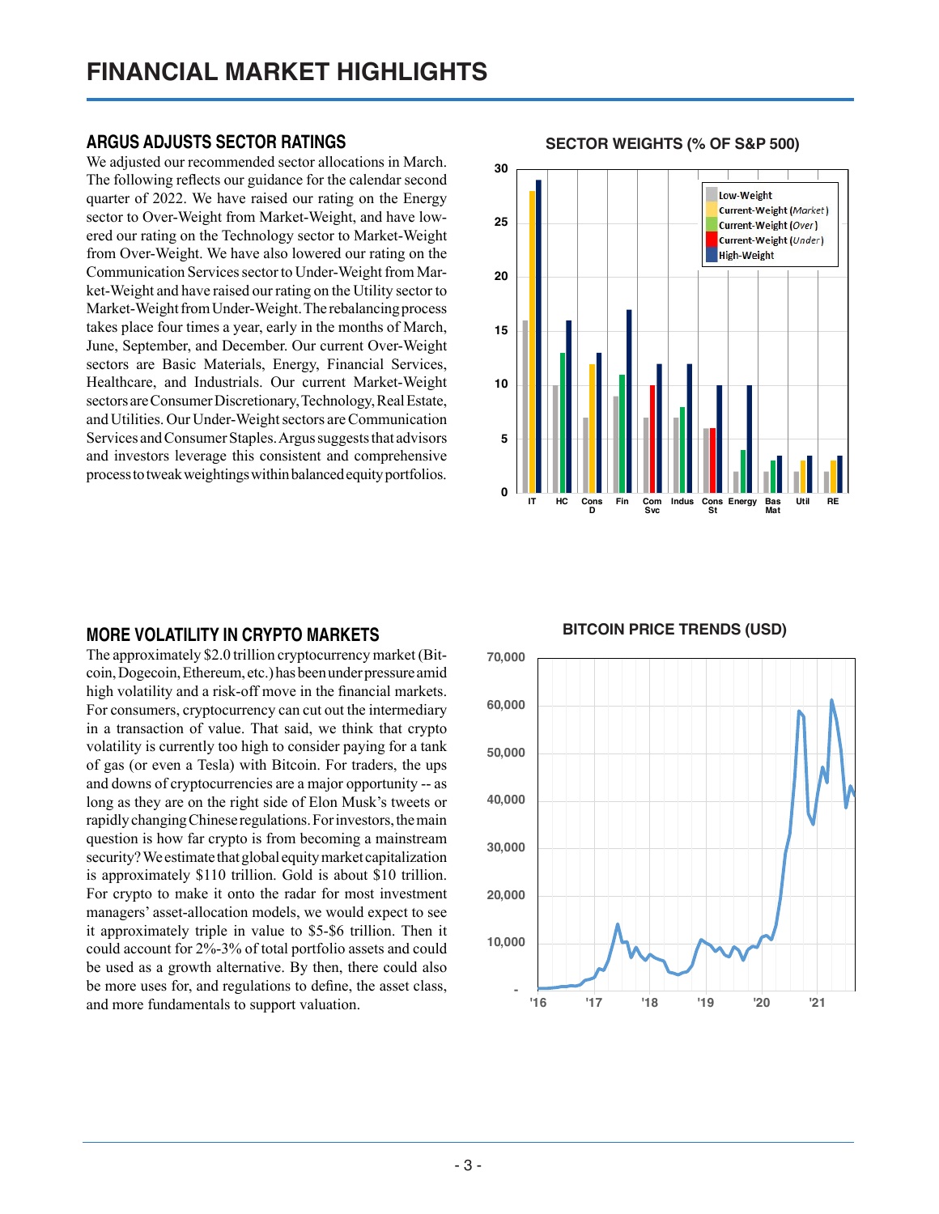# FINANCIAL MARKET HIGHLIGHTS

## ARGUS ADJUSTS SECTOR RATINGS

We adjusted our recommended sector allocations in March. The following reflects our guidance for the calendar second quarter of 2022. We have raised our rating on the Energy sector to Over-Weight from Market-Weight, and have lowered our rating on the Technology sector to Market-Weight from Over-Weight. We have also lowered our rating on the Communication Services sector to Under-Weight from Market-Weight and have raised our rating on the Utility sector to Market-Weight from Under-Weight. The rebalancing process takes place four times a year, early in the months of March, June, September, and December. Our current Over-Weight sectors are Basic Materials, Energy, Financial Services, Healthcare, and Industrials. Our current Market-Weight sectors are Consumer Discretionary, Technology, Real Estate, and Utilities. Our Under-Weight sectors are Communication Services and Consumer Staples. Argus suggests that advisors and investors leverage this consistent and comprehensive process to tweak weightings within balanced equity portfolios.

**SECTOR WEIGHTS (% OF S&P 500)**

## MORE VOLATILITY IN CRYPTO MARKETS

The approximately $2.0 trillion cryptocurrency market (Bitcoin, Dogecoin, Ethereum, etc.) has been under pressure amid high volatility and a risk-off move in the financial markets. For consumers, cryptocurrency can cut out the intermediary in a transaction of value. That said, we think that crypto volatility is currently too high to consider paying for a tank of gas (or even a Tesla) with Bitcoin. For traders, the ups and downs of cryptocurrencies are a major opportunity -- as long as they are on the right side of Elon Musk's tweets or rapidly changing Chinese regulations. For investors, the main question is how far crypto is from becoming a mainstream security? We estimate that global equity market capitalization is approximately $110 trillion. Gold is about $10 trillion. For crypto to make it onto the radar for most investment managers' asset-allocation models, we would expect to see it approximately triple in value to $5-$6 trillion. Then it could account for 2%-3% of total portfolio assets and could be used as a growth alternative. By then, there could also be more uses for, and regulations to define, the asset class, and more fundamentals to support valuation.

**BITCOIN PRICE TRENDS (USD)**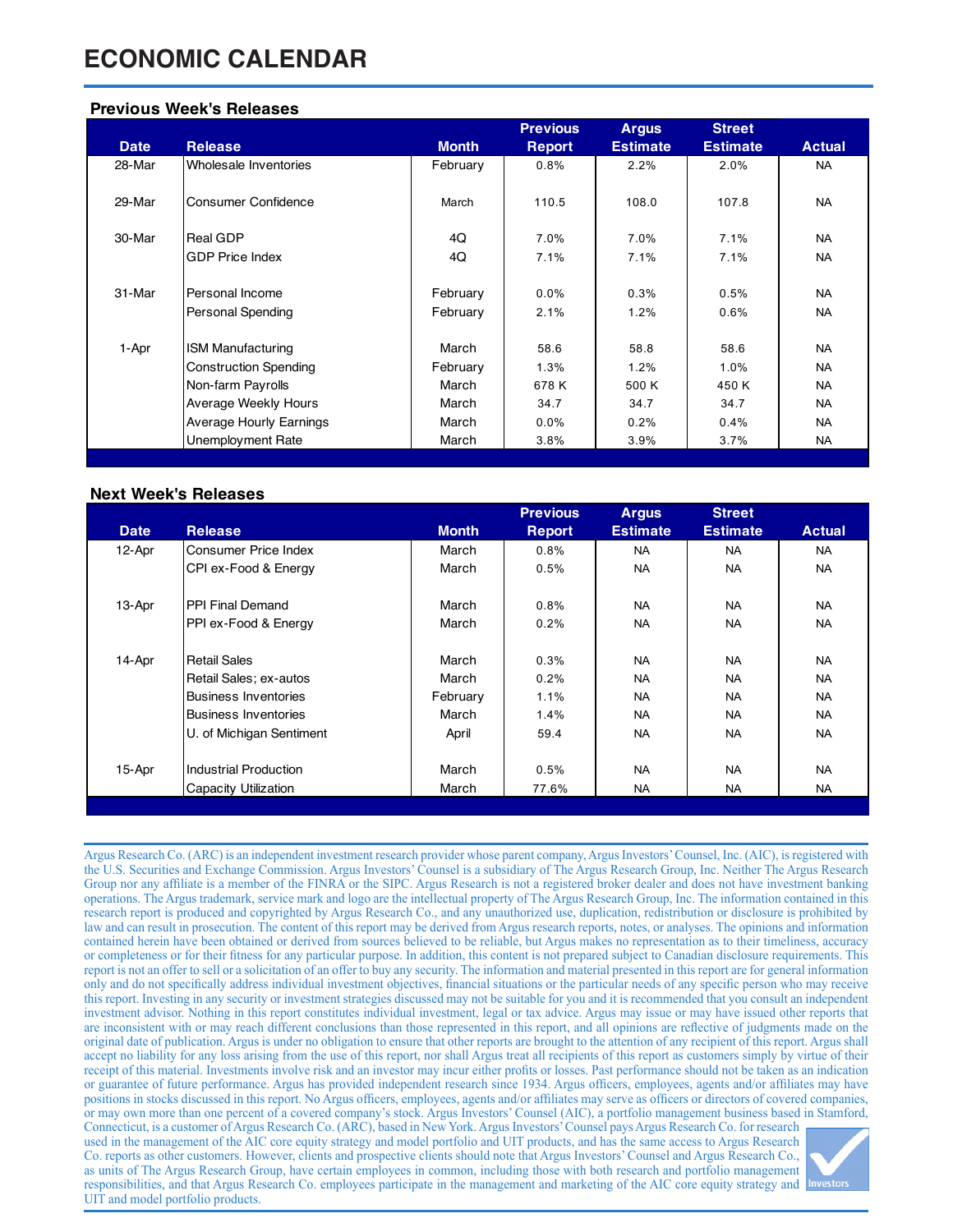# ECONOMIC CALENDAR

### Previous Week's Releases

| Date | Release | Month | Previous Report | Argus Estimate | Street Estimate | Actual |
|---|---|---|---|---|---|---|
| 28-Mar | Wholesale Inventories | February | 0.8% | 2.2% | 2.0% | NA |
| 29-Mar | Consumer Confidence | March | 110.5 | 108.0 | 107.8 | NA |
| 30-Mar | Real GDP | 4Q | 7.0% | 7.0% | 7.1% | NA |
| | GDP Price Index | 4Q | 7.1% | 7.1% | 7.1% | NA |
| 31-Mar | Personal Income | February | 0.0% | 0.3% | 0.5% | NA |
| | Personal Spending | February | 2.1% | 1.2% | 0.6% | NA |
| 1-Apr | ISM Manufacturing | March | 58.6 | 58.8 | 58.6 | NA |
| | Construction Spending | February | 1.3% | 1.2% | 1.0% | NA |
| | Non-farm Payrolls | March | 678 K | 500 K | 450 K | NA |
| | Average Weekly Hours | March | 34.7 | 34.7 | 34.7 | NA |
| | Average Hourly Earnings | March | 0.0% | 0.2% | 0.4% | NA |
| | Unemployment Rate | March | 3.8% | 3.9% | 3.7% | NA |

### Next Week's Releases

| Date | Release | Month | Previous Report | Argus Estimate | Street Estimate | Actual |
|---|---|---|---|---|---|---|
| 12-Apr | Consumer Price Index | March | 0.8% | NA | NA | NA |
| | CPI ex-Food & Energy | March | 0.5% | NA | NA | NA |
| 13-Apr | PPI Final Demand | March | 0.8% | NA | NA | NA |
| | PPI ex-Food & Energy | March | 0.2% | NA | NA | NA |
| 14-Apr | Retail Sales | March | 0.3% | NA | NA | NA |
| | Retail Sales; ex-autos | March | 0.2% | NA | NA | NA |
| | Business Inventories | February | 1.1% | NA | NA | NA |
| | Business Inventories | March | 1.4% | NA | NA | NA |
| | U. of Michigan Sentiment | April | 59.4 | NA | NA | NA |
| 15-Apr | Industrial Production | March | 0.5% | NA | NA | NA |
| | Capacity Utilization | March | 77.6% | NA | NA | NA |

Argus Research Co. (ARC) is an independent investment research provider whose parent company, Argus Investors' Counsel, Inc. (AIC), is registered with the U.S. Securities and Exchange Commission. Argus Investors' Counsel is a subsidiary of The Argus Research Group, Inc. Neither The Argus Research Group nor any affiliate is a member of the FINRA or the SIPC. Argus Research is not a registered broker dealer and does not have investment banking operations. The Argus trademark, service mark and logo are the intellectual property of The Argus Research Group, Inc. The information contained in this research report is produced and copyrighted by Argus Research Co., and any unauthorized use, duplication, redistribution or disclosure is prohibited by law and can result in prosecution. The content of this report may be derived from Argus research reports, notes, or analyses. The opinions and information contained herein have been obtained or derived from sources believed to be reliable, but Argus makes no representation as to their timeliness, accuracy or completeness or for their fitness for any particular purpose. In addition, this content is not prepared subject to Canadian disclosure requirements. This report is not an offer to sell or a solicitation of an offer to buy any security. The information and material presented in this report are for general information only and do not specifically address individual investment objectives, financial situations or the particular needs of any specific person who may receive this report. Investing in any security or investment strategies discussed may not be suitable for you and it is recommended that you consult an independent investment advisor. Nothing in this report constitutes individual investment, legal or tax advice. Argus may issue or may have issued other reports that are inconsistent with or may reach different conclusions than those represented in this report, and all opinions are reflective of judgments made on the original date of publication. Argus is under no obligation to ensure that other reports are brought to the attention of any recipient of this report. Argus shall accept no liability for any loss arising from the use of this report, nor shall Argus treat all recipients of this report as customers simply by virtue of their receipt of this material. Investments involve risk and an investor may incur either profits or losses. Past performance should not be taken as an indication or guarantee of future performance. Argus has provided independent research since 1934. Argus officers, employees, agents and/or affiliates may have positions in stocks discussed in this report. No Argus officers, employees, agents and/or affiliates may serve as officers or directors of covered companies, or may own more than one percent of a covered company's stock. Argus Investors' Counsel (AIC), a portfolio management business based in Stamford, Connecticut, is a customer of Argus Research Co. (ARC), based in New York. Argus Investors' Counsel pays Argus Research Co. for research used in the management of the AIC core equity strategy and model portfolio and UIT products, and has the same access to Argus Research Co. reports as other customers. However, clients and prospective clients should note that Argus Investors' Counsel and Argus Research Co., as units of The Argus Research Group, have certain employees in common, including those with both research and portfolio management responsibilities, and that Argus Research Co. employees participate in the management and marketing of the AIC core equity strategy and UIT and model portfolio products.